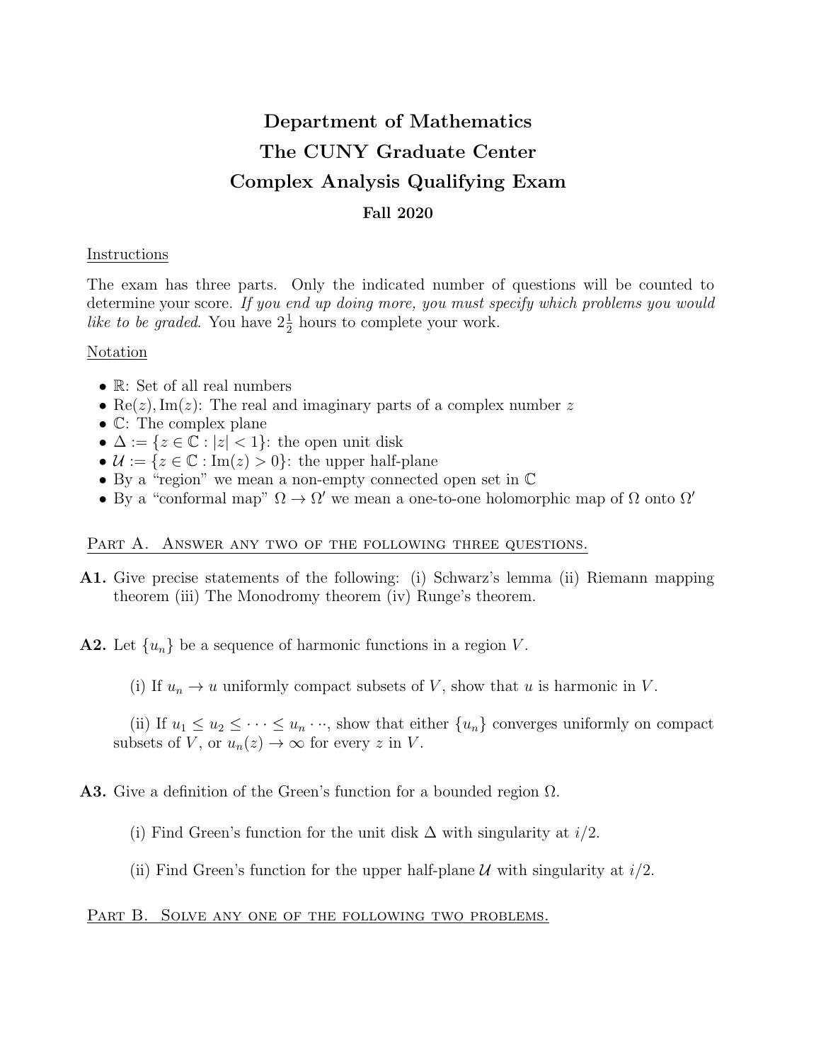# Department of Mathematics
# The CUNY Graduate Center
# Complex Analysis Qualifying Exam

### Fall 2020

<u>Instructions</u>

The exam has three parts. Only the indicated number of questions will be counted to determine your score. *If you end up doing more, you must specify which problems you would like to be graded*. You have $2\frac{1}{2}$ hours to complete your work.

<u>Notation</u>

- $\mathbb{R}$: Set of all real numbers
- $\text{Re}(z), \text{Im}(z)$: The real and imaginary parts of a complex number $z$
- $\mathbb{C}$: The complex plane
- $\Delta := \{z \in \mathbb{C} : |z| < 1\}$: the open unit disk
- $\mathcal{U} := \{z \in \mathbb{C} : \text{Im}(z) > 0\}$: the upper half-plane
- By a "region" we mean a non-empty connected open set in $\mathbb{C}$
- By a "conformal map" $\Omega \to \Omega'$ we mean a one-to-one holomorphic map of $\Omega$ onto $\Omega'$

## Part A. Answer any two of the following three questions.

**A1.** Give precise statements of the following: (i) Schwarz's lemma (ii) Riemann mapping theorem (iii) The Monodromy theorem (iv) Runge's theorem.

**A2.** Let $\{u_n\}$ be a sequence of harmonic functions in a region $V$.

(i) If $u_n \to u$ uniformly compact subsets of $V$, show that $u$ is harmonic in $V$.

(ii) If $u_1 \leq u_2 \leq \cdots \leq u_n \cdots$, show that either $\{u_n\}$ converges uniformly on compact subsets of $V$, or $u_n(z) \to \infty$ for every $z$ in $V$.

**A3.** Give a definition of the Green's function for a bounded region $\Omega$.

(i) Find Green's function for the unit disk $\Delta$ with singularity at $i/2$.

(ii) Find Green's function for the upper half-plane $\mathcal{U}$ with singularity at $i/2$.

## Part B. Solve any one of the following two problems.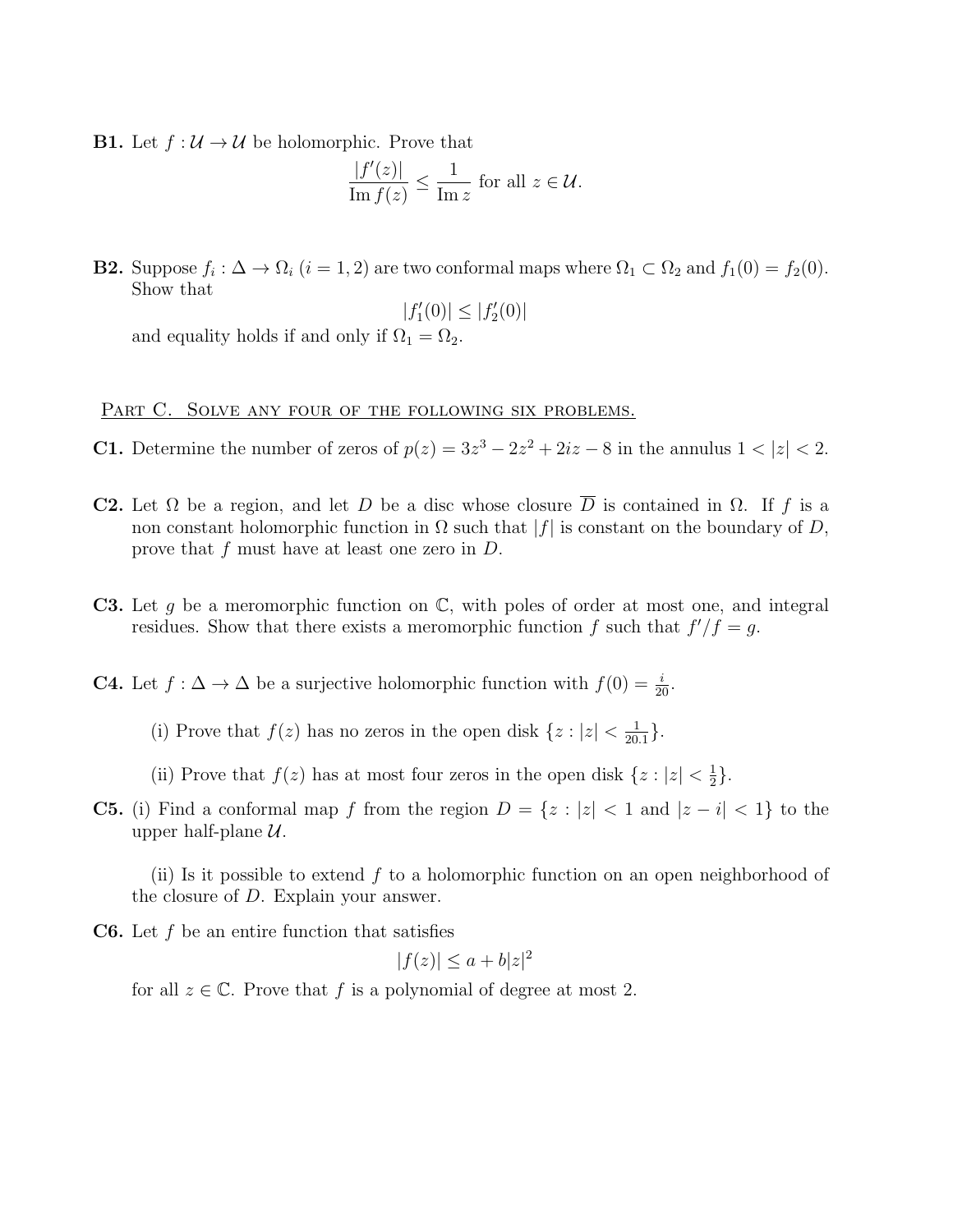**B1.** Let $f : \mathcal{U} \to \mathcal{U}$ be holomorphic. Prove that

$$\frac{|f'(z)|}{\operatorname{Im} f(z)} \leq \frac{1}{\operatorname{Im} z} \text{ for all } z \in \mathcal{U}.$$

**B2.** Suppose $f_i : \Delta \to \Omega_i$ ($i = 1, 2$) are two conformal maps where $\Omega_1 \subset \Omega_2$ and $f_1(0) = f_2(0)$. Show that

$$|f_1'(0)| \leq |f_2'(0)|$$

and equality holds if and only if $\Omega_1 = \Omega_2$.

## PART C. SOLVE ANY FOUR OF THE FOLLOWING SIX PROBLEMS.

**C1.** Determine the number of zeros of $p(z) = 3z^3 - 2z^2 + 2iz - 8$ in the annulus $1 < |z| < 2$.

**C2.** Let $\Omega$ be a region, and let $D$ be a disc whose closure $\overline{D}$ is contained in $\Omega$. If $f$ is a non constant holomorphic function in $\Omega$ such that $|f|$ is constant on the boundary of $D$, prove that $f$ must have at least one zero in $D$.

**C3.** Let $g$ be a meromorphic function on $\mathbb{C}$, with poles of order at most one, and integral residues. Show that there exists a meromorphic function $f$ such that $f'/f = g$.

**C4.** Let $f : \Delta \to \Delta$ be a surjective holomorphic function with $f(0) = \frac{i}{20}$.

(i) Prove that $f(z)$ has no zeros in the open disk $\{z : |z| < \frac{1}{20.1}\}$.

(ii) Prove that $f(z)$ has at most four zeros in the open disk $\{z : |z| < \frac{1}{2}\}$.

**C5.** (i) Find a conformal map $f$ from the region $D = \{z : |z| < 1 \text{ and } |z - i| < 1\}$ to the upper half-plane $\mathcal{U}$.

(ii) Is it possible to extend $f$ to a holomorphic function on an open neighborhood of the closure of $D$. Explain your answer.

**C6.** Let $f$ be an entire function that satisfies

$$|f(z)| \leq a + b|z|^2$$

for all $z \in \mathbb{C}$. Prove that $f$ is a polynomial of degree at most 2.